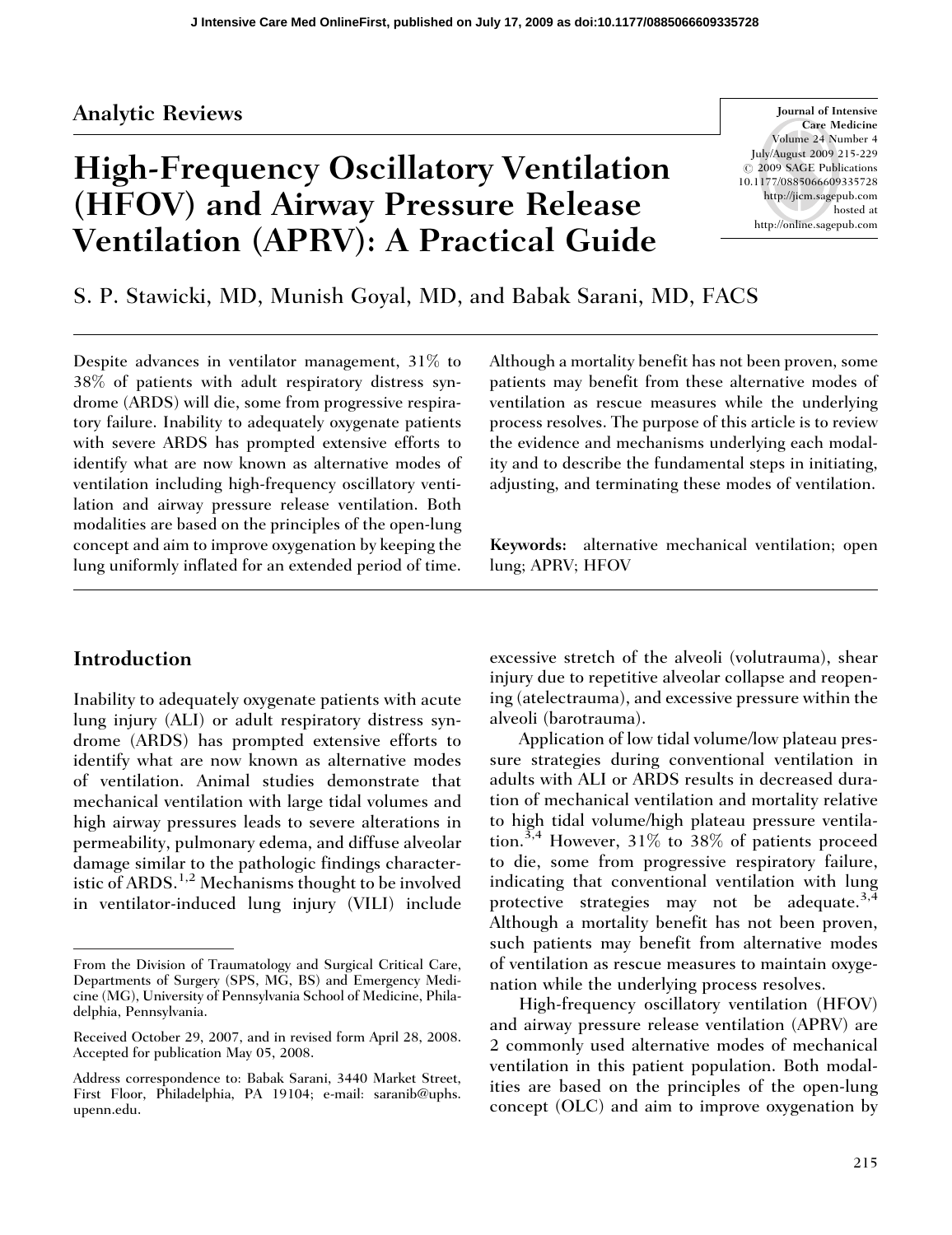## Analytic Reviews

# High-Frequency Oscillatory Ventilation (HFOV) and Airway Pressure Release Ventilation (APRV): A Practical Guide

S. P. Stawicki, MD, Munish Goyal, MD, and Babak Sarani, MD, FACS

Despite advances in ventilator management, 31% to 38% of patients with adult respiratory distress syndrome (ARDS) will die, some from progressive respiratory failure. Inability to adequately oxygenate patients with severe ARDS has prompted extensive efforts to identify what are now known as alternative modes of ventilation including high-frequency oscillatory ventilation and airway pressure release ventilation. Both modalities are based on the principles of the open-lung concept and aim to improve oxygenation by keeping the lung uniformly inflated for an extended period of time. Although a mortality benefit has not been proven, some patients may benefit from these alternative modes of ventilation as rescue measures while the underlying process resolves. The purpose of this article is to review the evidence and mechanisms underlying each modality and to describe the fundamental steps in initiating, adjusting, and terminating these modes of ventilation.

**Keywords:** alternative mechanical ventilation; open lung; APRV; HFOV

## Introduction

Inability to adequately oxygenate patients with acute lung injury (ALI) or adult respiratory distress syndrome (ARDS) has prompted extensive efforts to identify what are now known as alternative modes of ventilation. Animal studies demonstrate that mechanical ventilation with large tidal volumes and high airway pressures leads to severe alterations in permeability, pulmonary edema, and diffuse alveolar damage similar to the pathologic findings characteristic of ARDS.[1,2] Mechanisms thought to be involved in ventilator-induced lung injury (VILI) include excessive stretch of the alveoli (volutrauma), shear injury due to repetitive alveolar collapse and reopening (atelectrauma), and excessive pressure within the alveoli (barotrauma).

Application of low tidal volume/low plateau pressure strategies during conventional ventilation in adults with ALI or ARDS results in decreased duration of mechanical ventilation and mortality relative to high tidal volume/high plateau pressure ventilation.[3,4] However, 31% to 38% of patients proceed to die, some from progressive respiratory failure, indicating that conventional ventilation with lung protective strategies may not be adequate.[3,4] Although a mortality benefit has not been proven, such patients may benefit from alternative modes of ventilation as rescue measures to maintain oxygenation while the underlying process resolves.

High-frequency oscillatory ventilation (HFOV) and airway pressure release ventilation (APRV) are 2 commonly used alternative modes of mechanical ventilation in this patient population. Both modalities are based on the principles of the open-lung concept (OLC) and aim to improve oxygenation by

---

From the Division of Traumatology and Surgical Critical Care, Departments of Surgery (SPS, MG, BS) and Emergency Medicine (MG), University of Pennsylvania School of Medicine, Philadelphia, Pennsylvania.

Received October 29, 2007, and in revised form April 28, 2008. Accepted for publication May 05, 2008.

Address correspondence to: Babak Sarani, 3440 Market Street, First Floor, Philadelphia, PA 19104; e-mail: saranib@uphs.upenn.edu.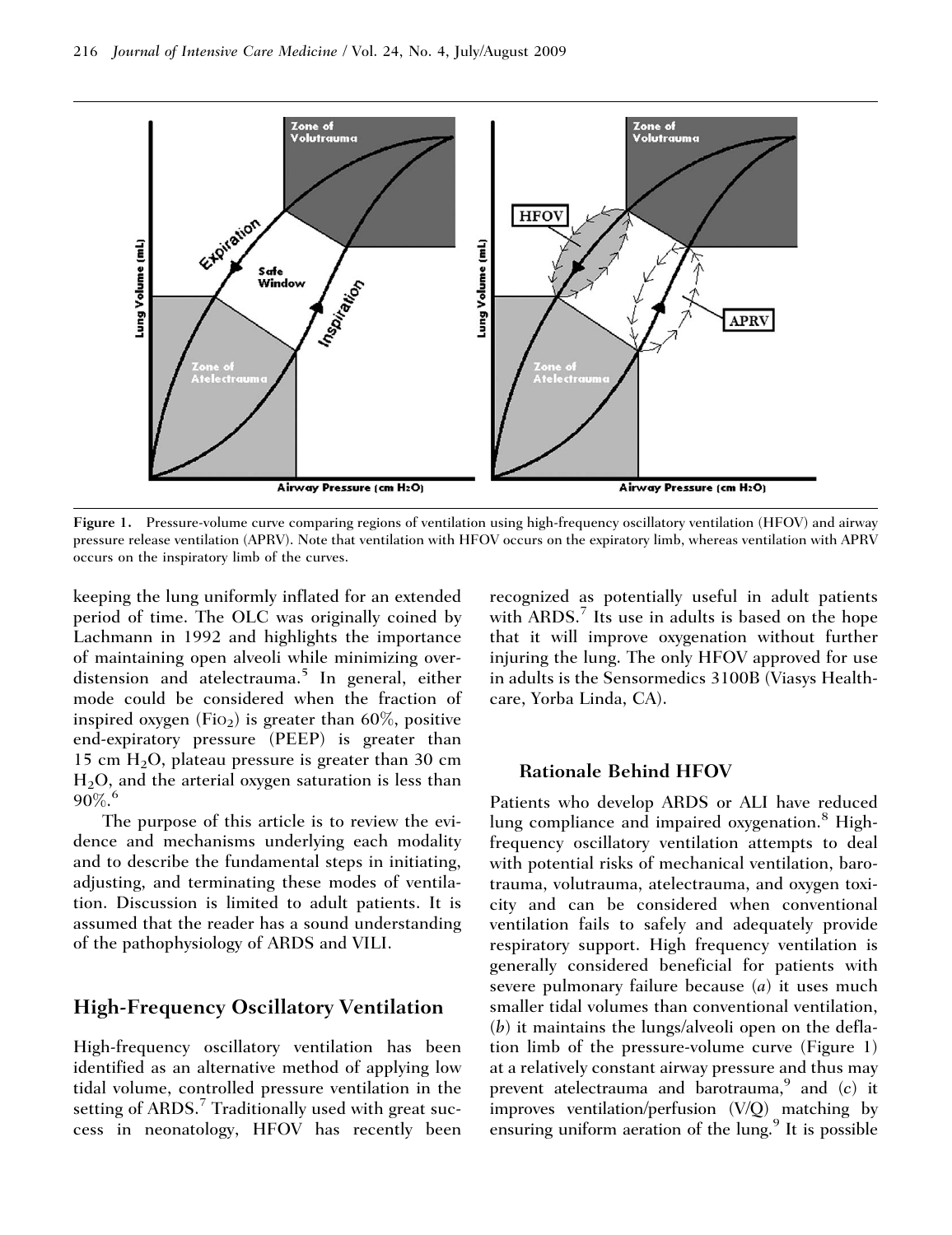Figure 1. Pressure-volume curve comparing regions of ventilation using high-frequency oscillatory ventilation (HFOV) and airway pressure release ventilation (APRV). Note that ventilation with HFOV occurs on the expiratory limb, whereas ventilation with APRV occurs on the inspiratory limb of the curves.

keeping the lung uniformly inflated for an extended period of time. The OLC was originally coined by Lachmann in 1992 and highlights the importance of maintaining open alveoli while minimizing overdistension and atelectrauma.[5] In general, either mode could be considered when the fraction of inspired oxygen ($FiO_2$) is greater than 60%, positive end-expiratory pressure (PEEP) is greater than 15 cm $H_2O$, plateau pressure is greater than 30 cm $H_2O$, and the arterial oxygen saturation is less than 90%.[6]

The purpose of this article is to review the evidence and mechanisms underlying each modality and to describe the fundamental steps in initiating, adjusting, and terminating these modes of ventilation. Discussion is limited to adult patients. It is assumed that the reader has a sound understanding of the pathophysiology of ARDS and VILI.

## High-Frequency Oscillatory Ventilation

High-frequency oscillatory ventilation has been identified as an alternative method of applying low tidal volume, controlled pressure ventilation in the setting of ARDS.[7] Traditionally used with great success in neonatology, HFOV has recently been recognized as potentially useful in adult patients with ARDS.[7] Its use in adults is based on the hope that it will improve oxygenation without further injuring the lung. The only HFOV approved for use in adults is the Sensormedics 3100B (Viasys Healthcare, Yorba Linda, CA).

### Rationale Behind HFOV

Patients who develop ARDS or ALI have reduced lung compliance and impaired oxygenation.[8] High-frequency oscillatory ventilation attempts to deal with potential risks of mechanical ventilation, barotrauma, volutrauma, atelectrauma, and oxygen toxicity and can be considered when conventional ventilation fails to safely and adequately provide respiratory support. High frequency ventilation is generally considered beneficial for patients with severe pulmonary failure because (*a*) it uses much smaller tidal volumes than conventional ventilation, (*b*) it maintains the lungs/alveoli open on the deflation limb of the pressure-volume curve (Figure 1) at a relatively constant airway pressure and thus may prevent atelectrauma and barotrauma,[9] and (*c*) it improves ventilation/perfusion (V/Q) matching by ensuring uniform aeration of the lung.[9] It is possible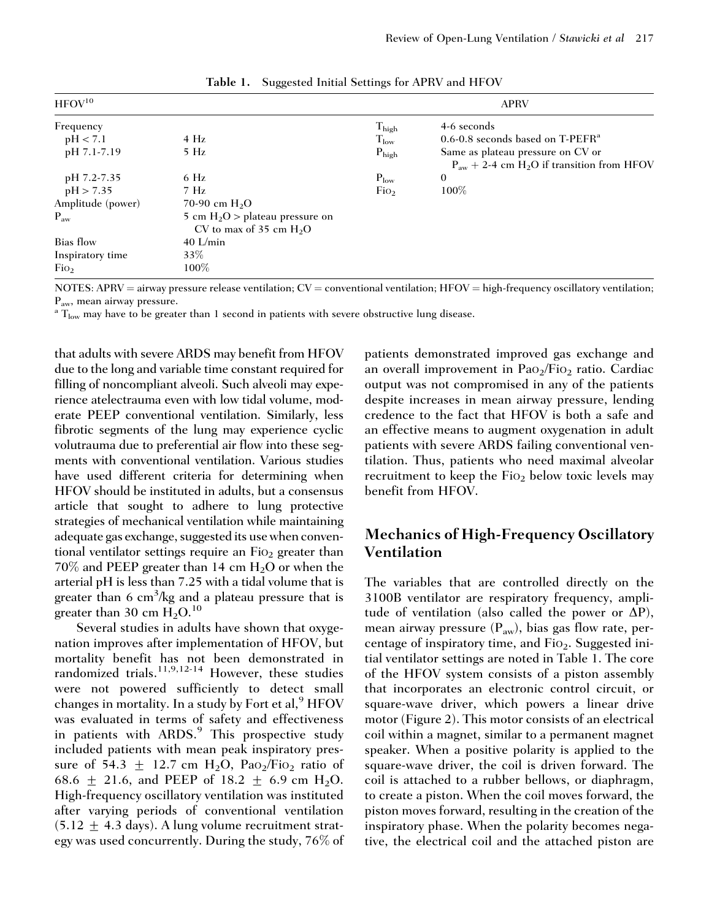**Table 1. Suggested Initial Settings for APRV and HFOV**

| HFOV[10] | | APRV | |
|---|---|---|---|
| Frequency | | $T_{high}$ | 4-6 seconds |
| pH < 7.1 | 4 Hz | $T_{low}$ | 0.6-0.8 seconds based on T-PEFR[a] |
| pH 7.1-7.19 | 5 Hz | $P_{high}$ | Same as plateau pressure on CV or $P_{aw}$ + 2-4 cm $H_2O$ if transition from HFOV |
| pH 7.2-7.35 | 6 Hz | $P_{low}$ | 0 |
| pH > 7.35 | 7 Hz | $FiO_2$ | 100% |
| Amplitude (power) | 70-90 cm $H_2O$ | | |
| $P_{aw}$ | 5 cm $H_2O$ > plateau pressure on CV to max of 35 cm $H_2O$ | | |
| Bias flow | 40 L/min | | |
| Inspiratory time | 33% | | |
| $FiO_2$ | 100% | | |

NOTES: APRV = airway pressure release ventilation; CV = conventional ventilation; HFOV = high-frequency oscillatory ventilation; $P_{aw}$, mean airway pressure.

[a] $T_{low}$ may have to be greater than 1 second in patients with severe obstructive lung disease.

that adults with severe ARDS may benefit from HFOV due to the long and variable time constant required for filling of noncompliant alveoli. Such alveoli may experience atelectrauma even with low tidal volume, moderate PEEP conventional ventilation. Similarly, less fibrotic segments of the lung may experience cyclic volutrauma due to preferential air flow into these segments with conventional ventilation. Various studies have used different criteria for determining when HFOV should be instituted in adults, but a consensus article that sought to adhere to lung protective strategies of mechanical ventilation while maintaining adequate gas exchange, suggested its use when conventional ventilator settings require an $FiO_2$ greater than 70% and PEEP greater than 14 cm $H_2O$ or when the arterial pH is less than 7.25 with a tidal volume that is greater than 6 $cm^3$/kg and a plateau pressure that is greater than 30 cm $H_2O$.[10]

Several studies in adults have shown that oxygenation improves after implementation of HFOV, but mortality benefit has not been demonstrated in randomized trials.[11,9,12-14] However, these studies were not powered sufficiently to detect small changes in mortality. In a study by Fort et al,[9] HFOV was evaluated in terms of safety and effectiveness in patients with ARDS.[9] This prospective study included patients with mean peak inspiratory pressure of 54.3 ± 12.7 cm $H_2O$, $PaO_2/FiO_2$ ratio of 68.6 ± 21.6, and PEEP of 18.2 ± 6.9 cm $H_2O$. High-frequency oscillatory ventilation was instituted after varying periods of conventional ventilation (5.12 ± 4.3 days). A lung volume recruitment strategy was used concurrently. During the study, 76% of patients demonstrated improved gas exchange and an overall improvement in $PaO_2/FiO_2$ ratio. Cardiac output was not compromised in any of the patients despite increases in mean airway pressure, lending credence to the fact that HFOV is both a safe and an effective means to augment oxygenation in adult patients with severe ARDS failing conventional ventilation. Thus, patients who need maximal alveolar recruitment to keep the $FiO_2$ below toxic levels may benefit from HFOV.

## Mechanics of High-Frequency Oscillatory Ventilation

The variables that are controlled directly on the 3100B ventilator are respiratory frequency, amplitude of ventilation (also called the power or $\Delta P$), mean airway pressure ($P_{aw}$), bias gas flow rate, percentage of inspiratory time, and $FiO_2$. Suggested initial ventilator settings are noted in Table 1. The core of the HFOV system consists of a piston assembly that incorporates an electronic control circuit, or square-wave driver, which powers a linear drive motor (Figure 2). This motor consists of an electrical coil within a magnet, similar to a permanent magnet speaker. When a positive polarity is applied to the square-wave driver, the coil is driven forward. The coil is attached to a rubber bellows, or diaphragm, to create a piston. When the coil moves forward, the piston moves forward, resulting in the creation of the inspiratory phase. When the polarity becomes negative, the electrical coil and the attached piston are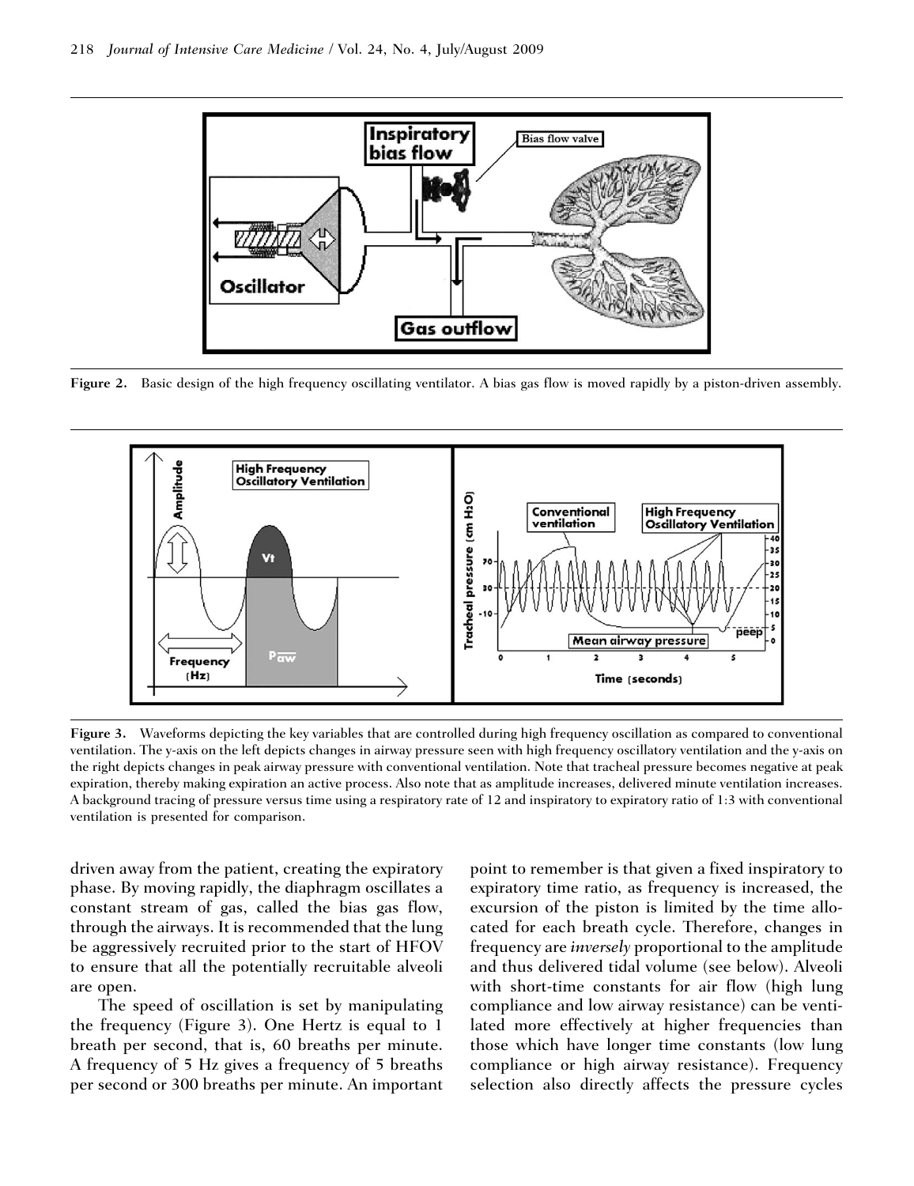Figure 2. Basic design of the high frequency oscillating ventilator. A bias gas flow is moved rapidly by a piston-driven assembly.

Figure 3. Waveforms depicting the key variables that are controlled during high frequency oscillation as compared to conventional ventilation. The y-axis on the left depicts changes in airway pressure seen with high frequency oscillatory ventilation and the y-axis on the right depicts changes in peak airway pressure with conventional ventilation. Note that tracheal pressure becomes negative at peak expiration, thereby making expiration an active process. Also note that as amplitude increases, delivered minute ventilation increases. A background tracing of pressure versus time using a respiratory rate of 12 and inspiratory to expiratory ratio of 1:3 with conventional ventilation is presented for comparison.

driven away from the patient, creating the expiratory phase. By moving rapidly, the diaphragm oscillates a constant stream of gas, called the bias gas flow, through the airways. It is recommended that the lung be aggressively recruited prior to the start of HFOV to ensure that all the potentially recruitable alveoli are open.

The speed of oscillation is set by manipulating the frequency (Figure 3). One Hertz is equal to 1 breath per second, that is, 60 breaths per minute. A frequency of 5 Hz gives a frequency of 5 breaths per second or 300 breaths per minute. An important point to remember is that given a fixed inspiratory to expiratory time ratio, as frequency is increased, the excursion of the piston is limited by the time allocated for each breath cycle. Therefore, changes in frequency are *inversely* proportional to the amplitude and thus delivered tidal volume (see below). Alveoli with short-time constants for air flow (high lung compliance and low airway resistance) can be ventilated more effectively at higher frequencies than those which have longer time constants (low lung compliance or high airway resistance). Frequency selection also directly affects the pressure cycles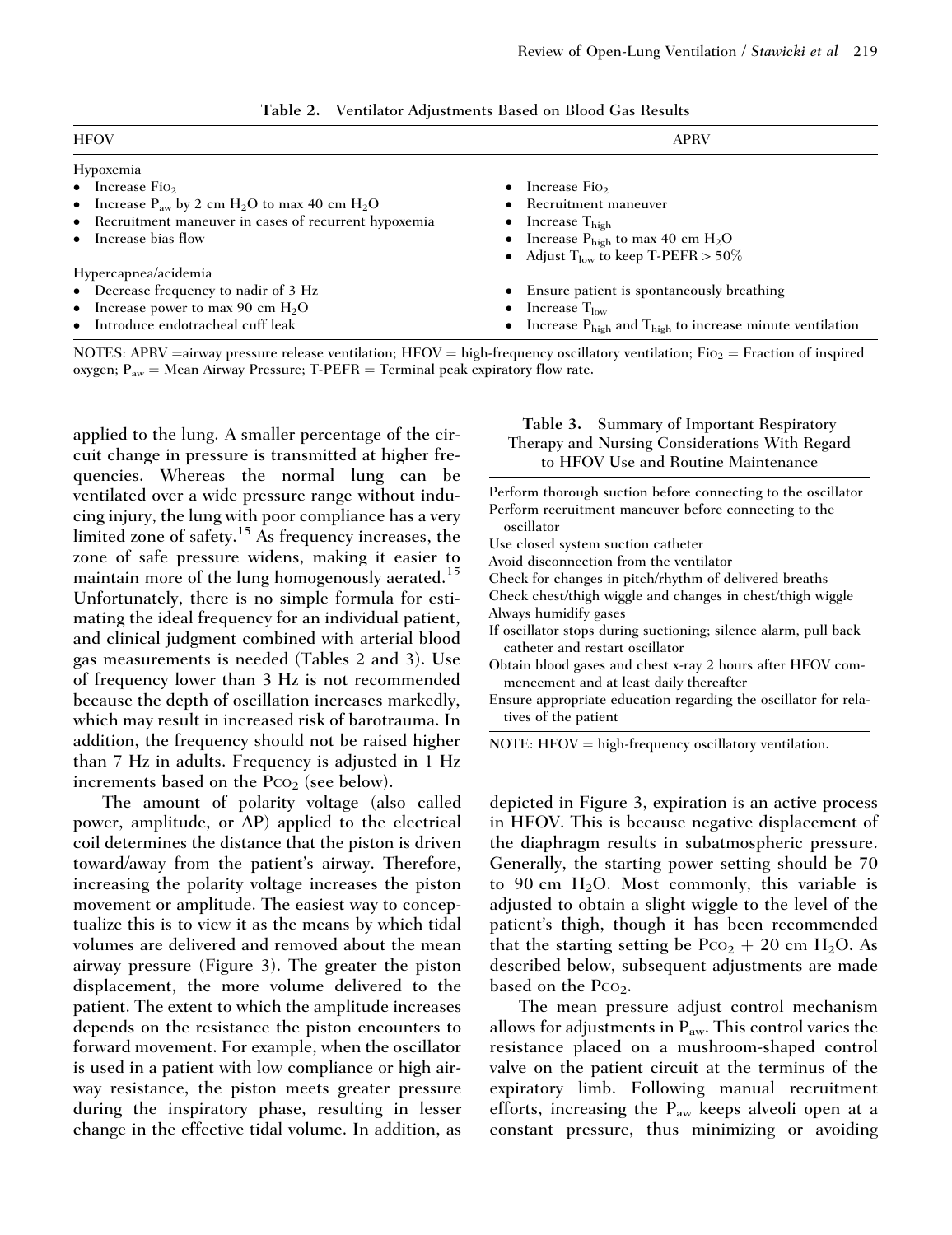**Table 2.** Ventilator Adjustments Based on Blood Gas Results

| HFOV | APRV |
|---|---|
| Hypoxemia | |
| • Increase $FiO_2$ | • Increase $FiO_2$ |
| • Increase $P_{aw}$ by 2 cm $H_2O$ to max 40 cm $H_2O$ | • Recruitment maneuver |
| • Recruitment maneuver in cases of recurrent hypoxemia | • Increase $T_{high}$ |
| • Increase bias flow | • Increase $P_{high}$ to max 40 cm $H_2O$ |
| | • Adjust $T_{low}$ to keep T-PEFR > 50% |
| Hypercapnea/acidemia | |
| • Decrease frequency to nadir of 3 Hz | • Ensure patient is spontaneously breathing |
| • Increase power to max 90 cm $H_2O$ | • Increase $T_{low}$ |
| • Introduce endotracheal cuff leak | • Increase $P_{high}$ and $T_{high}$ to increase minute ventilation |

NOTES: APRV =airway pressure release ventilation; HFOV = high-frequency oscillatory ventilation; $FiO_2$ = Fraction of inspired oxygen; $P_{aw}$ = Mean Airway Pressure; T-PEFR = Terminal peak expiratory flow rate.

applied to the lung. A smaller percentage of the circuit change in pressure is transmitted at higher frequencies. Whereas the normal lung can be ventilated over a wide pressure range without inducing injury, the lung with poor compliance has a very limited zone of safety.[15] As frequency increases, the zone of safe pressure widens, making it easier to maintain more of the lung homogenously aerated.[15] Unfortunately, there is no simple formula for estimating the ideal frequency for an individual patient, and clinical judgment combined with arterial blood gas measurements is needed (Tables 2 and 3). Use of frequency lower than 3 Hz is not recommended because the depth of oscillation increases markedly, which may result in increased risk of barotrauma. In addition, the frequency should not be raised higher than 7 Hz in adults. Frequency is adjusted in 1 Hz increments based on the $PCO_2$ (see below).

The amount of polarity voltage (also called power, amplitude, or $\Delta P$) applied to the electrical coil determines the distance that the piston is driven toward/away from the patient's airway. Therefore, increasing the polarity voltage increases the piston movement or amplitude. The easiest way to conceptualize this is to view it as the means by which tidal volumes are delivered and removed about the mean airway pressure (Figure 3). The greater the piston displacement, the more volume delivered to the patient. The extent to which the amplitude increases depends on the resistance the piston encounters to forward movement. For example, when the oscillator is used in a patient with low compliance or high airway resistance, the piston meets greater pressure during the inspiratory phase, resulting in lesser change in the effective tidal volume. In addition, as depicted in Figure 3, expiration is an active process in HFOV. This is because negative displacement of the diaphragm results in subatmospheric pressure. Generally, the starting power setting should be 70 to 90 cm $H_2O$. Most commonly, this variable is adjusted to obtain a slight wiggle to the level of the patient's thigh, though it has been recommended that the starting setting be $PCO_2$ + 20 cm $H_2O$. As described below, subsequent adjustments are made based on the $PCO_2$.

**Table 3.** Summary of Important Respiratory Therapy and Nursing Considerations With Regard to HFOV Use and Routine Maintenance

| |
|---|
| Perform thorough suction before connecting to the oscillator |
| Perform recruitment maneuver before connecting to the oscillator |
| Use closed system suction catheter |
| Avoid disconnection from the ventilator |
| Check for changes in pitch/rhythm of delivered breaths |
| Check chest/thigh wiggle and changes in chest/thigh wiggle |
| Always humidify gases |
| If oscillator stops during suctioning; silence alarm, pull back catheter and restart oscillator |
| Obtain blood gases and chest x-ray 2 hours after HFOV commencement and at least daily thereafter |
| Ensure appropriate education regarding the oscillator for relatives of the patient |

NOTE: HFOV = high-frequency oscillatory ventilation.

The mean pressure adjust control mechanism allows for adjustments in $P_{aw}$. This control varies the resistance placed on a mushroom-shaped control valve on the patient circuit at the terminus of the expiratory limb. Following manual recruitment efforts, increasing the $P_{aw}$ keeps alveoli open at a constant pressure, thus minimizing or avoiding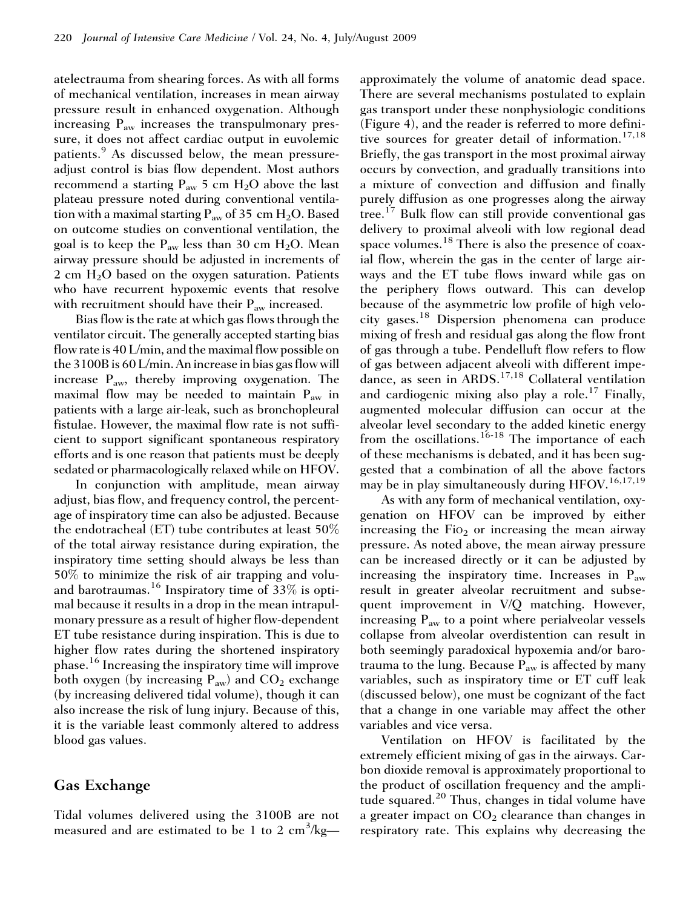atelectrauma from shearing forces. As with all forms of mechanical ventilation, increases in mean airway pressure result in enhanced oxygenation. Although increasing $P_{aw}$ increases the transpulmonary pressure, it does not affect cardiac output in euvolemic patients.[9] As discussed below, the mean pressure-adjust control is bias flow dependent. Most authors recommend a starting $P_{aw}$ 5 cm $H_2O$ above the last plateau pressure noted during conventional ventilation with a maximal starting $P_{aw}$ of 35 cm $H_2O$. Based on outcome studies on conventional ventilation, the goal is to keep the $P_{aw}$ less than 30 cm $H_2O$. Mean airway pressure should be adjusted in increments of 2 cm $H_2O$ based on the oxygen saturation. Patients who have recurrent hypoxemic events that resolve with recruitment should have their $P_{aw}$ increased.

Bias flow is the rate at which gas flows through the ventilator circuit. The generally accepted starting bias flow rate is 40 L/min, and the maximal flow possible on the 3100B is 60 L/min. An increase in bias gas flow will increase $P_{aw}$, thereby improving oxygenation. The maximal flow may be needed to maintain $P_{aw}$ in patients with a large air-leak, such as bronchopleural fistulae. However, the maximal flow rate is not sufficient to support significant spontaneous respiratory efforts and is one reason that patients must be deeply sedated or pharmacologically relaxed while on HFOV.

In conjunction with amplitude, mean airway adjust, bias flow, and frequency control, the percentage of inspiratory time can also be adjusted. Because the endotracheal (ET) tube contributes at least 50% of the total airway resistance during expiration, the inspiratory time setting should always be less than 50% to minimize the risk of air trapping and volu- and barotraumas.[16] Inspiratory time of 33% is optimal because it results in a drop in the mean intrapulmonary pressure as a result of higher flow-dependent ET tube resistance during inspiration. This is due to higher flow rates during the shortened inspiratory phase.[16] Increasing the inspiratory time will improve both oxygen (by increasing $P_{aw}$) and $CO_2$ exchange (by increasing delivered tidal volume), though it can also increase the risk of lung injury. Because of this, it is the variable least commonly altered to address blood gas values.

## Gas Exchange

Tidal volumes delivered using the 3100B are not measured and are estimated to be 1 to 2 $cm^3$/kg—approximately the volume of anatomic dead space. There are several mechanisms postulated to explain gas transport under these nonphysiologic conditions (Figure 4), and the reader is referred to more definitive sources for greater detail of information.[17,18] Briefly, the gas transport in the most proximal airway occurs by convection, and gradually transitions into a mixture of convection and diffusion and finally purely diffusion as one progresses along the airway tree.[17] Bulk flow can still provide conventional gas delivery to proximal alveoli with low regional dead space volumes.[18] There is also the presence of coaxial flow, wherein the gas in the center of large airways and the ET tube flows inward while gas on the periphery flows outward. This can develop because of the asymmetric low profile of high velocity gases.[18] Dispersion phenomena can produce mixing of fresh and residual gas along the flow front of gas through a tube. Pendelluft flow refers to flow of gas between adjacent alveoli with different impedance, as seen in ARDS.[17,18] Collateral ventilation and cardiogenic mixing also play a role.[17] Finally, augmented molecular diffusion can occur at the alveolar level secondary to the added kinetic energy from the oscillations.[16-18] The importance of each of these mechanisms is debated, and it has been suggested that a combination of all the above factors may be in play simultaneously during HFOV.[16,17,19]

As with any form of mechanical ventilation, oxygenation on HFOV can be improved by either increasing the $FiO_2$ or increasing the mean airway pressure. As noted above, the mean airway pressure can be increased directly or it can be adjusted by increasing the inspiratory time. Increases in $P_{aw}$ result in greater alveolar recruitment and subsequent improvement in V/Q matching. However, increasing $P_{aw}$ to a point where perialveolar vessels collapse from alveolar overdistention can result in both seemingly paradoxical hypoxemia and/or barotrauma to the lung. Because $P_{aw}$ is affected by many variables, such as inspiratory time or ET cuff leak (discussed below), one must be cognizant of the fact that a change in one variable may affect the other variables and vice versa.

Ventilation on HFOV is facilitated by the extremely efficient mixing of gas in the airways. Carbon dioxide removal is approximately proportional to the product of oscillation frequency and the amplitude squared.[20] Thus, changes in tidal volume have a greater impact on $CO_2$ clearance than changes in respiratory rate. This explains why decreasing the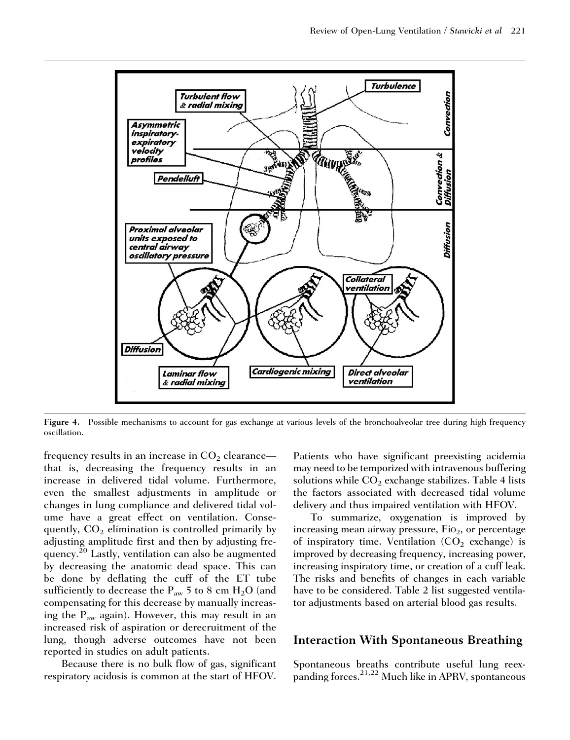Figure 4. Possible mechanisms to account for gas exchange at various levels of the bronchoalveolar tree during high frequency oscillation.

frequency results in an increase in $CO_2$ clearance—that is, decreasing the frequency results in an increase in delivered tidal volume. Furthermore, even the smallest adjustments in amplitude or changes in lung compliance and delivered tidal volume have a great effect on ventilation. Consequently, $CO_2$ elimination is controlled primarily by adjusting amplitude first and then by adjusting frequency.[20] Lastly, ventilation can also be augmented by decreasing the anatomic dead space. This can be done by deflating the cuff of the ET tube sufficiently to decrease the $P_{aw}$ 5 to 8 cm $H_2O$ (and compensating for this decrease by manually increasing the $P_{aw}$ again). However, this may result in an increased risk of aspiration or derecruitment of the lung, though adverse outcomes have not been reported in studies on adult patients.

Because there is no bulk flow of gas, significant respiratory acidosis is common at the start of HFOV. Patients who have significant preexisting acidemia may need to be temporized with intravenous buffering solutions while $CO_2$ exchange stabilizes. Table 4 lists the factors associated with decreased tidal volume delivery and thus impaired ventilation with HFOV.

To summarize, oxygenation is improved by increasing mean airway pressure, $FiO_2$, or percentage of inspiratory time. Ventilation ($CO_2$ exchange) is improved by decreasing frequency, increasing power, increasing inspiratory time, or creation of a cuff leak. The risks and benefits of changes in each variable have to be considered. Table 2 list suggested ventilator adjustments based on arterial blood gas results.

## Interaction With Spontaneous Breathing

Spontaneous breaths contribute useful lung reexpanding forces.[21,22] Much like in APRV, spontaneous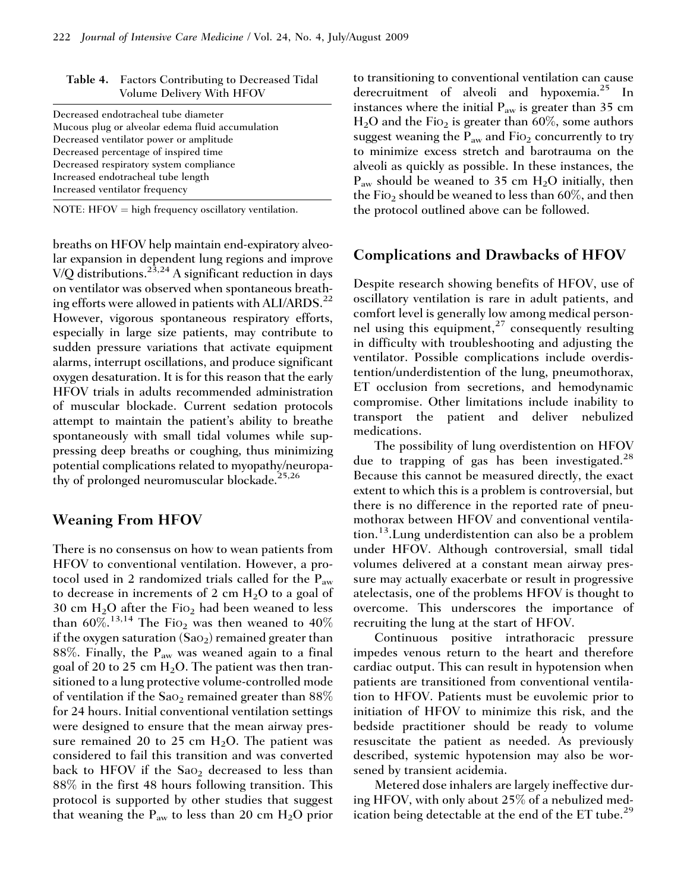**Table 4.** Factors Contributing to Decreased Tidal Volume Delivery With HFOV

| |
|---|
| Decreased endotracheal tube diameter |
| Mucous plug or alveolar edema fluid accumulation |
| Decreased ventilator power or amplitude |
| Decreased percentage of inspired time |
| Decreased respiratory system compliance |
| Increased endotracheal tube length |
| Increased ventilator frequency |

NOTE: HFOV = high frequency oscillatory ventilation.

breaths on HFOV help maintain end-expiratory alveolar expansion in dependent lung regions and improve V/Q distributions.[23,24] A significant reduction in days on ventilator was observed when spontaneous breathing efforts were allowed in patients with ALI/ARDS.[22] However, vigorous spontaneous respiratory efforts, especially in large size patients, may contribute to sudden pressure variations that activate equipment alarms, interrupt oscillations, and produce significant oxygen desaturation. It is for this reason that the early HFOV trials in adults recommended administration of muscular blockade. Current sedation protocols attempt to maintain the patient's ability to breathe spontaneously with small tidal volumes while suppressing deep breaths or coughing, thus minimizing potential complications related to myopathy/neuropathy of prolonged neuromuscular blockade.[25,26]

## Weaning From HFOV

There is no consensus on how to wean patients from HFOV to conventional ventilation. However, a protocol used in 2 randomized trials called for the $P_{aw}$ to decrease in increments of 2 cm $H_2O$ to a goal of 30 cm $H_2O$ after the $FiO_2$ had been weaned to less than 60%.[13,14] The $FiO_2$ was then weaned to 40% if the oxygen saturation ($SaO_2$) remained greater than 88%. Finally, the $P_{aw}$ was weaned again to a final goal of 20 to 25 cm $H_2O$. The patient was then transitioned to a lung protective volume-controlled mode of ventilation if the $SaO_2$ remained greater than 88% for 24 hours. Initial conventional ventilation settings were designed to ensure that the mean airway pressure remained 20 to 25 cm $H_2O$. The patient was considered to fail this transition and was converted back to HFOV if the $SaO_2$ decreased to less than 88% in the first 48 hours following transition. This protocol is supported by other studies that suggest that weaning the $P_{aw}$ to less than 20 cm $H_2O$ prior to transitioning to conventional ventilation can cause derecruitment of alveoli and hypoxemia.[25] In instances where the initial $P_{aw}$ is greater than 35 cm $H_2O$ and the $FiO_2$ is greater than 60%, some authors suggest weaning the $P_{aw}$ and $FiO_2$ concurrently to try to minimize excess stretch and barotrauma on the alveoli as quickly as possible. In these instances, the $P_{aw}$ should be weaned to 35 cm $H_2O$ initially, then the $FiO_2$ should be weaned to less than 60%, and then the protocol outlined above can be followed.

## Complications and Drawbacks of HFOV

Despite research showing benefits of HFOV, use of oscillatory ventilation is rare in adult patients, and comfort level is generally low among medical personnel using this equipment,[27] consequently resulting in difficulty with troubleshooting and adjusting the ventilator. Possible complications include overdistention/underdistention of the lung, pneumothorax, ET occlusion from secretions, and hemodynamic compromise. Other limitations include inability to transport the patient and deliver nebulized medications.

The possibility of lung overdistention on HFOV due to trapping of gas has been investigated.[28] Because this cannot be measured directly, the exact extent to which this is a problem is controversial, but there is no difference in the reported rate of pneumothorax between HFOV and conventional ventilation.[13].Lung underdistention can also be a problem under HFOV. Although controversial, small tidal volumes delivered at a constant mean airway pressure may actually exacerbate or result in progressive atelectasis, one of the problems HFOV is thought to overcome. This underscores the importance of recruiting the lung at the start of HFOV.

Continuous positive intrathoracic pressure impedes venous return to the heart and therefore cardiac output. This can result in hypotension when patients are transitioned from conventional ventilation to HFOV. Patients must be euvolemic prior to initiation of HFOV to minimize this risk, and the bedside practitioner should be ready to volume resuscitate the patient as needed. As previously described, systemic hypotension may also be worsened by transient acidemia.

Metered dose inhalers are largely ineffective during HFOV, with only about 25% of a nebulized medication being detectable at the end of the ET tube.[29]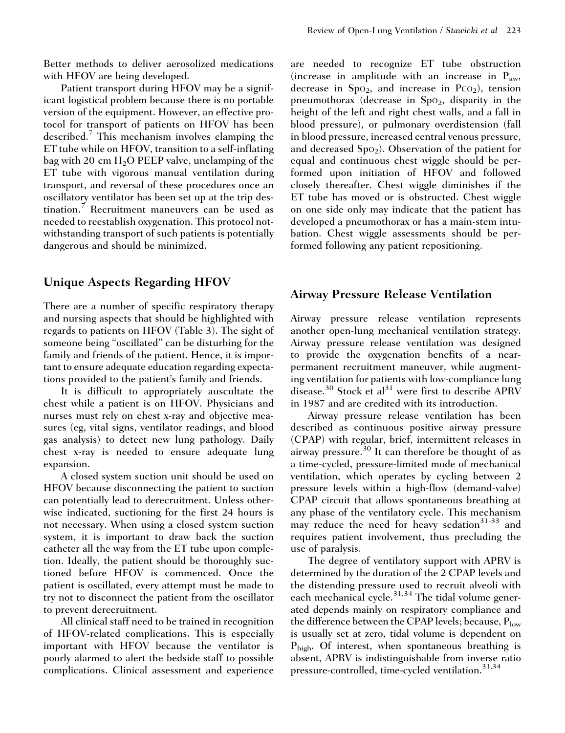Better methods to deliver aerosolized medications with HFOV are being developed.

Patient transport during HFOV may be a significant logistical problem because there is no portable version of the equipment. However, an effective protocol for transport of patients on HFOV has been described.[7] This mechanism involves clamping the ET tube while on HFOV, transition to a self-inflating bag with 20 cm $H_2O$ PEEP valve, unclamping of the ET tube with vigorous manual ventilation during transport, and reversal of these procedures once an oscillatory ventilator has been set up at the trip destination.[7] Recruitment maneuvers can be used as needed to reestablish oxygenation. This protocol notwithstanding transport of such patients is potentially dangerous and should be minimized.

## Unique Aspects Regarding HFOV

There are a number of specific respiratory therapy and nursing aspects that should be highlighted with regards to patients on HFOV (Table 3). The sight of someone being "oscillated" can be disturbing for the family and friends of the patient. Hence, it is important to ensure adequate education regarding expectations provided to the patient's family and friends.

It is difficult to appropriately auscultate the chest while a patient is on HFOV. Physicians and nurses must rely on chest x-ray and objective measures (eg, vital signs, ventilator readings, and blood gas analysis) to detect new lung pathology. Daily chest x-ray is needed to ensure adequate lung expansion.

A closed system suction unit should be used on HFOV because disconnecting the patient to suction can potentially lead to derecruitment. Unless otherwise indicated, suctioning for the first 24 hours is not necessary. When using a closed system suction system, it is important to draw back the suction catheter all the way from the ET tube upon completion. Ideally, the patient should be thoroughly suctioned before HFOV is commenced. Once the patient is oscillated, every attempt must be made to try not to disconnect the patient from the oscillator to prevent derecruitment.

All clinical staff need to be trained in recognition of HFOV-related complications. This is especially important with HFOV because the ventilator is poorly alarmed to alert the bedside staff to possible complications. Clinical assessment and experience are needed to recognize ET tube obstruction (increase in amplitude with an increase in $P_{aw}$, decrease in $Sp{O_2}$, and increase in $P{CO_2}$), tension pneumothorax (decrease in $Sp{O_2}$, disparity in the height of the left and right chest walls, and a fall in blood pressure), or pulmonary overdistension (fall in blood pressure, increased central venous pressure, and decreased $Sp{O_2}$). Observation of the patient for equal and continuous chest wiggle should be performed upon initiation of HFOV and followed closely thereafter. Chest wiggle diminishes if the ET tube has moved or is obstructed. Chest wiggle on one side only may indicate that the patient has developed a pneumothorax or has a main-stem intubation. Chest wiggle assessments should be performed following any patient repositioning.

## Airway Pressure Release Ventilation

Airway pressure release ventilation represents another open-lung mechanical ventilation strategy. Airway pressure release ventilation was designed to provide the oxygenation benefits of a near-permanent recruitment maneuver, while augmenting ventilation for patients with low-compliance lung disease.[30] Stock et al[31] were first to describe APRV in 1987 and are credited with its introduction.

Airway pressure release ventilation has been described as continuous positive airway pressure (CPAP) with regular, brief, intermittent releases in airway pressure.[30] It can therefore be thought of as a time-cycled, pressure-limited mode of mechanical ventilation, which operates by cycling between 2 pressure levels within a high-flow (demand-valve) CPAP circuit that allows spontaneous breathing at any phase of the ventilatory cycle. This mechanism may reduce the need for heavy sedation[31-33] and requires patient involvement, thus precluding the use of paralysis.

The degree of ventilatory support with APRV is determined by the duration of the 2 CPAP levels and the distending pressure used to recruit alveoli with each mechanical cycle.[31,34] The tidal volume generated depends mainly on respiratory compliance and the difference between the CPAP levels; because, $P_{low}$ is usually set at zero, tidal volume is dependent on $P_{high}$. Of interest, when spontaneous breathing is absent, APRV is indistinguishable from inverse ratio pressure-controlled, time-cycled ventilation.[31,34]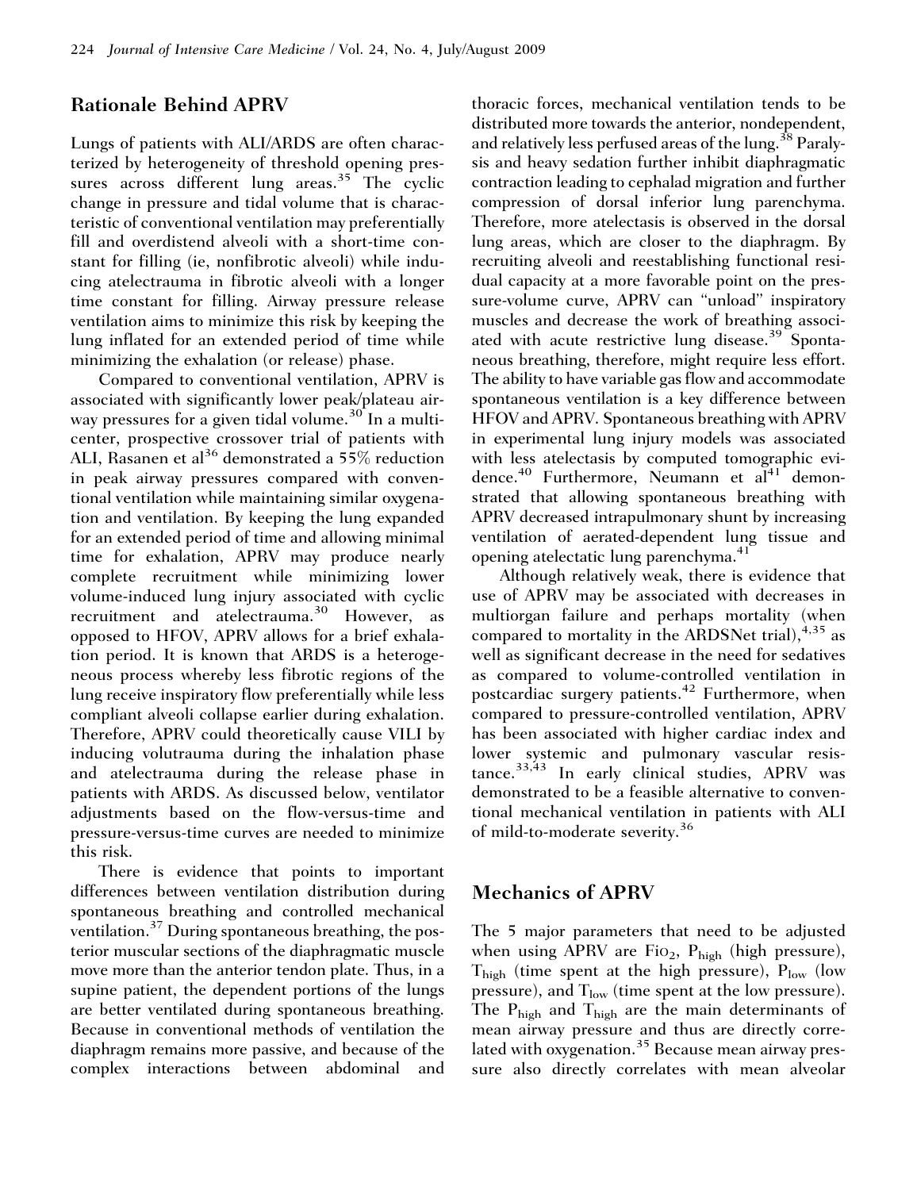## Rationale Behind APRV

Lungs of patients with ALI/ARDS are often characterized by heterogeneity of threshold opening pressures across different lung areas.[35] The cyclic change in pressure and tidal volume that is characteristic of conventional ventilation may preferentially fill and overdistend alveoli with a short-time constant for filling (ie, nonfibrotic alveoli) while inducing atelectrauma in fibrotic alveoli with a longer time constant for filling. Airway pressure release ventilation aims to minimize this risk by keeping the lung inflated for an extended period of time while minimizing the exhalation (or release) phase.

Compared to conventional ventilation, APRV is associated with significantly lower peak/plateau airway pressures for a given tidal volume.[30] In a multicenter, prospective crossover trial of patients with ALI, Rasanen et al[36] demonstrated a 55% reduction in peak airway pressures compared with conventional ventilation while maintaining similar oxygenation and ventilation. By keeping the lung expanded for an extended period of time and allowing minimal time for exhalation, APRV may produce nearly complete recruitment while minimizing lower volume-induced lung injury associated with cyclic recruitment and atelectrauma.[30] However, as opposed to HFOV, APRV allows for a brief exhalation period. It is known that ARDS is a heterogeneous process whereby less fibrotic regions of the lung receive inspiratory flow preferentially while less compliant alveoli collapse earlier during exhalation. Therefore, APRV could theoretically cause VILI by inducing volutrauma during the inhalation phase and atelectrauma during the release phase in patients with ARDS. As discussed below, ventilator adjustments based on the flow-versus-time and pressure-versus-time curves are needed to minimize this risk.

There is evidence that points to important differences between ventilation distribution during spontaneous breathing and controlled mechanical ventilation.[37] During spontaneous breathing, the posterior muscular sections of the diaphragmatic muscle move more than the anterior tendon plate. Thus, in a supine patient, the dependent portions of the lungs are better ventilated during spontaneous breathing. Because in conventional methods of ventilation the diaphragm remains more passive, and because of the complex interactions between abdominal and thoracic forces, mechanical ventilation tends to be distributed more towards the anterior, nondependent, and relatively less perfused areas of the lung.[38] Paralysis and heavy sedation further inhibit diaphragmatic contraction leading to cephalad migration and further compression of dorsal inferior lung parenchyma. Therefore, more atelectasis is observed in the dorsal lung areas, which are closer to the diaphragm. By recruiting alveoli and reestablishing functional residual capacity at a more favorable point on the pressure-volume curve, APRV can "unload" inspiratory muscles and decrease the work of breathing associated with acute restrictive lung disease.[39] Spontaneous breathing, therefore, might require less effort. The ability to have variable gas flow and accommodate spontaneous ventilation is a key difference between HFOV and APRV. Spontaneous breathing with APRV in experimental lung injury models was associated with less atelectasis by computed tomographic evidence.[40] Furthermore, Neumann et al[41] demonstrated that allowing spontaneous breathing with APRV decreased intrapulmonary shunt by increasing ventilation of aerated-dependent lung tissue and opening atelectatic lung parenchyma.[41]

Although relatively weak, there is evidence that use of APRV may be associated with decreases in multiorgan failure and perhaps mortality (when compared to mortality in the ARDSNet trial),[4,35] as well as significant decrease in the need for sedatives as compared to volume-controlled ventilation in postcardiac surgery patients.[42] Furthermore, when compared to pressure-controlled ventilation, APRV has been associated with higher cardiac index and lower systemic and pulmonary vascular resistance.[33,43] In early clinical studies, APRV was demonstrated to be a feasible alternative to conventional mechanical ventilation in patients with ALI of mild-to-moderate severity.[36]

## Mechanics of APRV

The 5 major parameters that need to be adjusted when using APRV are $FiO_2$, $P_{high}$ (high pressure), $T_{high}$ (time spent at the high pressure), $P_{low}$ (low pressure), and $T_{low}$ (time spent at the low pressure). The $P_{high}$ and $T_{high}$ are the main determinants of mean airway pressure and thus are directly correlated with oxygenation.[35] Because mean airway pressure also directly correlates with mean alveolar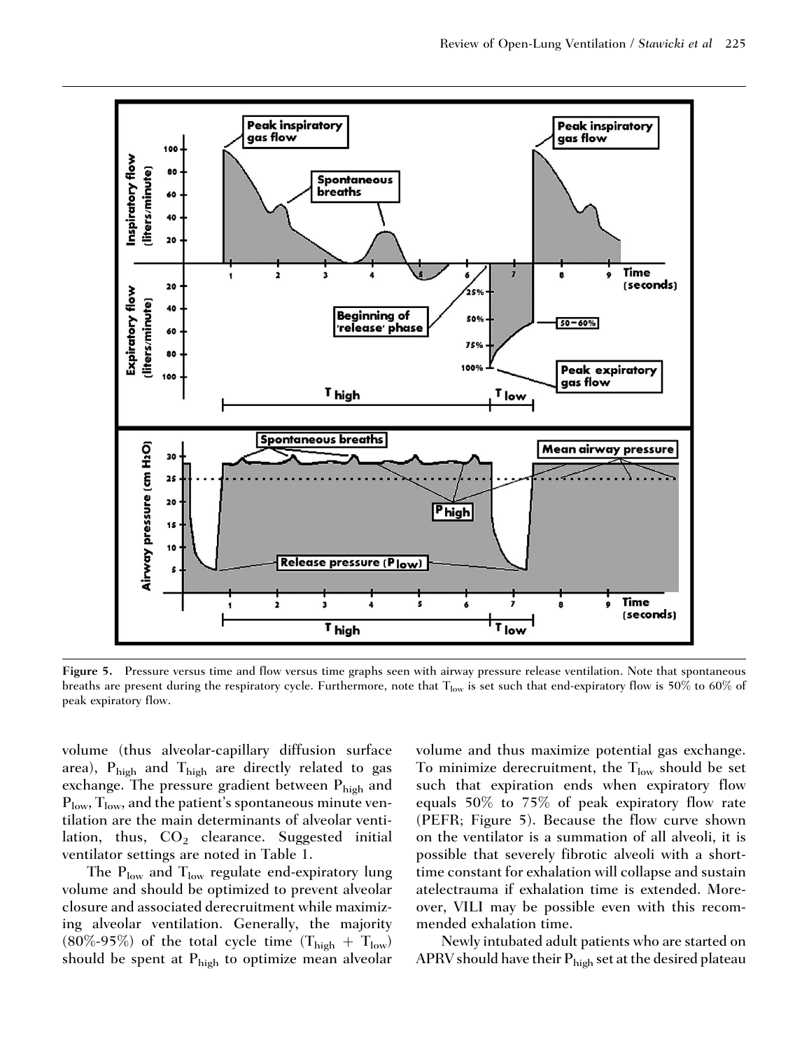Figure 5. Pressure versus time and flow versus time graphs seen with airway pressure release ventilation. Note that spontaneous breaths are present during the respiratory cycle. Furthermore, note that $T_{low}$ is set such that end-expiratory flow is 50% to 60% of peak expiratory flow.

volume (thus alveolar-capillary diffusion surface area), $P_{high}$ and $T_{high}$ are directly related to gas exchange. The pressure gradient between $P_{high}$ and $P_{low}$, $T_{low}$, and the patient's spontaneous minute ventilation are the main determinants of alveolar ventilation, thus, $CO_2$ clearance. Suggested initial ventilator settings are noted in Table 1.

The $P_{low}$ and $T_{low}$ regulate end-expiratory lung volume and should be optimized to prevent alveolar closure and associated derecruitment while maximizing alveolar ventilation. Generally, the majority (80%-95%) of the total cycle time ($T_{high}$ + $T_{low}$) should be spent at $P_{high}$ to optimize mean alveolar volume and thus maximize potential gas exchange. To minimize derecruitment, the $T_{low}$ should be set such that expiration ends when expiratory flow equals 50% to 75% of peak expiratory flow rate (PEFR; Figure 5). Because the flow curve shown on the ventilator is a summation of all alveoli, it is possible that severely fibrotic alveoli with a short-time constant for exhalation will collapse and sustain atelectrauma if exhalation time is extended. Moreover, VILI may be possible even with this recommended exhalation time.

Newly intubated adult patients who are started on APRV should have their $P_{high}$ set at the desired plateau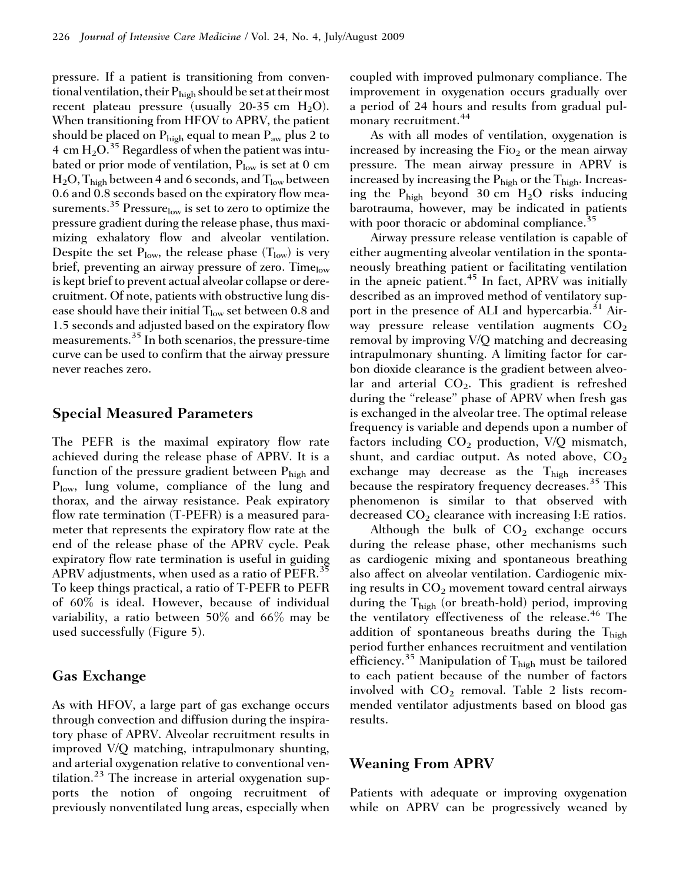pressure. If a patient is transitioning from conventional ventilation, their $P_{high}$ should be set at their most recent plateau pressure (usually 20-35 cm $H_2O$). When transitioning from HFOV to APRV, the patient should be placed on $P_{high}$ equal to mean $P_{aw}$ plus 2 to 4 cm $H_2O$.[35] Regardless of when the patient was intubated or prior mode of ventilation, $P_{low}$ is set at 0 cm $H_2O$, $T_{high}$ between 4 and 6 seconds, and $T_{low}$ between 0.6 and 0.8 seconds based on the expiratory flow measurements.[35] $\text{Pressure}_{low}$ is set to zero to optimize the pressure gradient during the release phase, thus maximizing exhalatory flow and alveolar ventilation. Despite the set $P_{low}$, the release phase ($T_{low}$) is very brief, preventing an airway pressure of zero. $\text{Time}_{low}$ is kept brief to prevent actual alveolar collapse or derecruitment. Of note, patients with obstructive lung disease should have their initial $T_{low}$ set between 0.8 and 1.5 seconds and adjusted based on the expiratory flow measurements.[35] In both scenarios, the pressure-time curve can be used to confirm that the airway pressure never reaches zero.

## Special Measured Parameters

The PEFR is the maximal expiratory flow rate achieved during the release phase of APRV. It is a function of the pressure gradient between $P_{high}$ and $P_{low}$, lung volume, compliance of the lung and thorax, and the airway resistance. Peak expiratory flow rate termination (T-PEFR) is a measured parameter that represents the expiratory flow rate at the end of the release phase of the APRV cycle. Peak expiratory flow rate termination is useful in guiding APRV adjustments, when used as a ratio of PEFR.[35] To keep things practical, a ratio of T-PEFR to PEFR of 60% is ideal. However, because of individual variability, a ratio between 50% and 66% may be used successfully (Figure 5).

## Gas Exchange

As with HFOV, a large part of gas exchange occurs through convection and diffusion during the inspiratory phase of APRV. Alveolar recruitment results in improved V/Q matching, intrapulmonary shunting, and arterial oxygenation relative to conventional ventilation.[23] The increase in arterial oxygenation supports the notion of ongoing recruitment of previously nonventilated lung areas, especially when coupled with improved pulmonary compliance. The improvement in oxygenation occurs gradually over a period of 24 hours and results from gradual pulmonary recruitment.[44]

As with all modes of ventilation, oxygenation is increased by increasing the $FiO_2$ or the mean airway pressure. The mean airway pressure in APRV is increased by increasing the $P_{high}$ or the $T_{high}$. Increasing the $P_{high}$ beyond 30 cm $H_2O$ risks inducing barotrauma, however, may be indicated in patients with poor thoracic or abdominal compliance.[35]

Airway pressure release ventilation is capable of either augmenting alveolar ventilation in the spontaneously breathing patient or facilitating ventilation in the apneic patient.[45] In fact, APRV was initially described as an improved method of ventilatory support in the presence of ALI and hypercarbia.[31] Airway pressure release ventilation augments $CO_2$ removal by improving V/Q matching and decreasing intrapulmonary shunting. A limiting factor for carbon dioxide clearance is the gradient between alveolar and arterial $CO_2$. This gradient is refreshed during the "release" phase of APRV when fresh gas is exchanged in the alveolar tree. The optimal release frequency is variable and depends upon a number of factors including $CO_2$ production, V/Q mismatch, shunt, and cardiac output. As noted above, $CO_2$ exchange may decrease as the $T_{high}$ increases because the respiratory frequency decreases.[35] This phenomenon is similar to that observed with decreased $CO_2$ clearance with increasing I:E ratios.

Although the bulk of $CO_2$ exchange occurs during the release phase, other mechanisms such as cardiogenic mixing and spontaneous breathing also affect on alveolar ventilation. Cardiogenic mixing results in $CO_2$ movement toward central airways during the $T_{high}$ (or breath-hold) period, improving the ventilatory effectiveness of the release.[46] The addition of spontaneous breaths during the $T_{high}$ period further enhances recruitment and ventilation efficiency.[35] Manipulation of $T_{high}$ must be tailored to each patient because of the number of factors involved with $CO_2$ removal. Table 2 lists recommended ventilator adjustments based on blood gas results.

## Weaning From APRV

Patients with adequate or improving oxygenation while on APRV can be progressively weaned by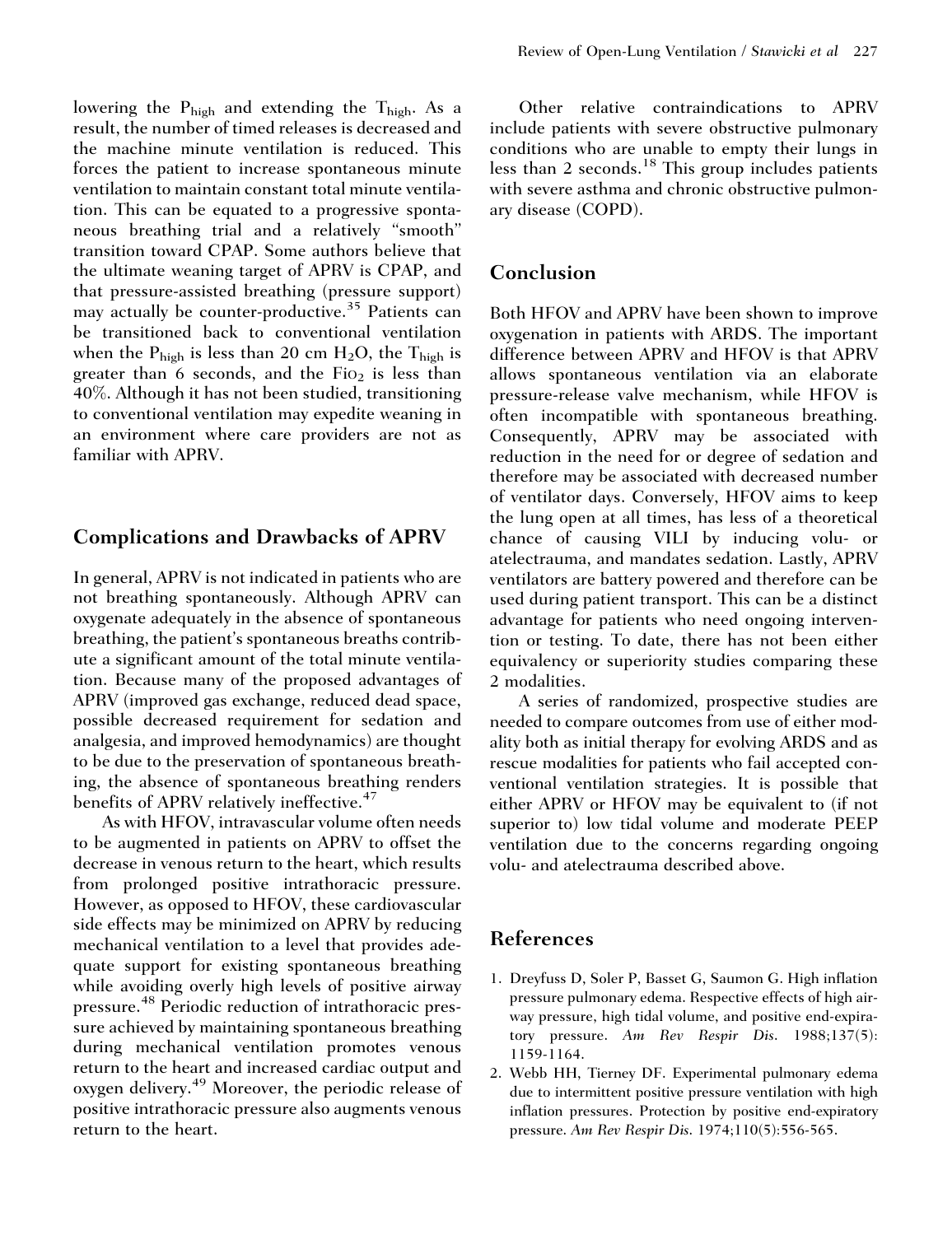lowering the $P_{high}$ and extending the $T_{high}$. As a result, the number of timed releases is decreased and the machine minute ventilation is reduced. This forces the patient to increase spontaneous minute ventilation to maintain constant total minute ventilation. This can be equated to a progressive spontaneous breathing trial and a relatively "smooth" transition toward CPAP. Some authors believe that the ultimate weaning target of APRV is CPAP, and that pressure-assisted breathing (pressure support) may actually be counter-productive.[35] Patients can be transitioned back to conventional ventilation when the $P_{high}$ is less than 20 cm $H_2O$, the $T_{high}$ is greater than 6 seconds, and the $FiO_2$ is less than 40%. Although it has not been studied, transitioning to conventional ventilation may expedite weaning in an environment where care providers are not as familiar with APRV.

## Complications and Drawbacks of APRV

In general, APRV is not indicated in patients who are not breathing spontaneously. Although APRV can oxygenate adequately in the absence of spontaneous breathing, the patient's spontaneous breaths contribute a significant amount of the total minute ventilation. Because many of the proposed advantages of APRV (improved gas exchange, reduced dead space, possible decreased requirement for sedation and analgesia, and improved hemodynamics) are thought to be due to the preservation of spontaneous breathing, the absence of spontaneous breathing renders benefits of APRV relatively ineffective.[47]

As with HFOV, intravascular volume often needs to be augmented in patients on APRV to offset the decrease in venous return to the heart, which results from prolonged positive intrathoracic pressure. However, as opposed to HFOV, these cardiovascular side effects may be minimized on APRV by reducing mechanical ventilation to a level that provides adequate support for existing spontaneous breathing while avoiding overly high levels of positive airway pressure.[48] Periodic reduction of intrathoracic pressure achieved by maintaining spontaneous breathing during mechanical ventilation promotes venous return to the heart and increased cardiac output and oxygen delivery.[49] Moreover, the periodic release of positive intrathoracic pressure also augments venous return to the heart.

Other relative contraindications to APRV include patients with severe obstructive pulmonary conditions who are unable to empty their lungs in less than 2 seconds.[18] This group includes patients with severe asthma and chronic obstructive pulmonary disease (COPD).

## Conclusion

Both HFOV and APRV have been shown to improve oxygenation in patients with ARDS. The important difference between APRV and HFOV is that APRV allows spontaneous ventilation via an elaborate pressure-release valve mechanism, while HFOV is often incompatible with spontaneous breathing. Consequently, APRV may be associated with reduction in the need for or degree of sedation and therefore may be associated with decreased number of ventilator days. Conversely, HFOV aims to keep the lung open at all times, has less of a theoretical chance of causing VILI by inducing volu- or atelectrauma, and mandates sedation. Lastly, APRV ventilators are battery powered and therefore can be used during patient transport. This can be a distinct advantage for patients who need ongoing intervention or testing. To date, there has not been either equivalency or superiority studies comparing these 2 modalities.

A series of randomized, prospective studies are needed to compare outcomes from use of either modality both as initial therapy for evolving ARDS and as rescue modalities for patients who fail accepted conventional ventilation strategies. It is possible that either APRV or HFOV may be equivalent to (if not superior to) low tidal volume and moderate PEEP ventilation due to the concerns regarding ongoing volu- and atelectrauma described above.

## References

1. Dreyfuss D, Soler P, Basset G, Saumon G. High inflation pressure pulmonary edema. Respective effects of high airway pressure, high tidal volume, and positive end-expiratory pressure. *Am Rev Respir Dis*. 1988;137(5): 1159-1164.
2. Webb HH, Tierney DF. Experimental pulmonary edema due to intermittent positive pressure ventilation with high inflation pressures. Protection by positive end-expiratory pressure. *Am Rev Respir Dis*. 1974;110(5):556-565.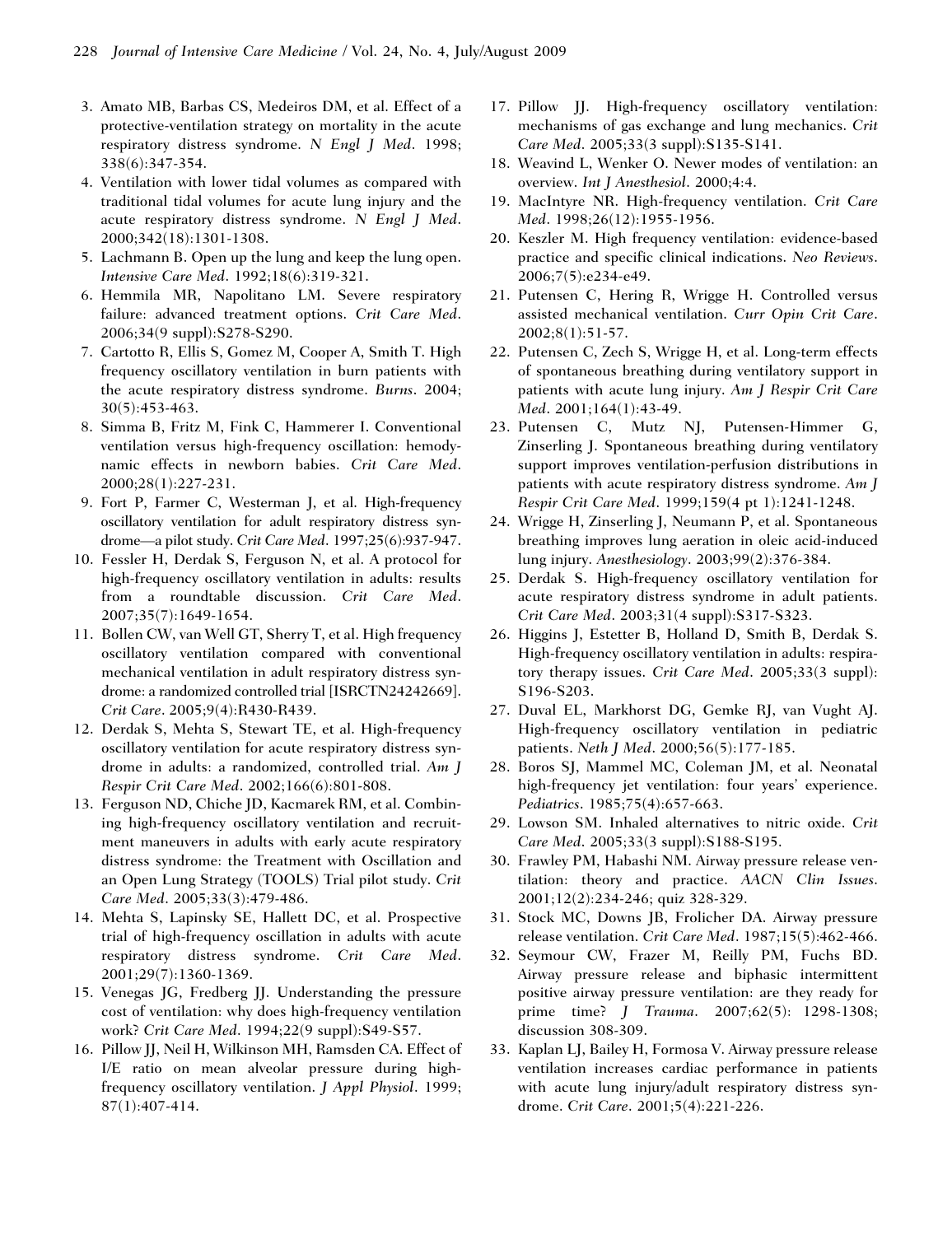3. Amato MB, Barbas CS, Medeiros DM, et al. Effect of a protective-ventilation strategy on mortality in the acute respiratory distress syndrome. *N Engl J Med*. 1998; 338(6):347-354.
4. Ventilation with lower tidal volumes as compared with traditional tidal volumes for acute lung injury and the acute respiratory distress syndrome. *N Engl J Med*. 2000;342(18):1301-1308.
5. Lachmann B. Open up the lung and keep the lung open. *Intensive Care Med*. 1992;18(6):319-321.
6. Hemmila MR, Napolitano LM. Severe respiratory failure: advanced treatment options. *Crit Care Med*. 2006;34(9 suppl):S278-S290.
7. Cartotto R, Ellis S, Gomez M, Cooper A, Smith T. High frequency oscillatory ventilation in burn patients with the acute respiratory distress syndrome. *Burns*. 2004; 30(5):453-463.
8. Simma B, Fritz M, Fink C, Hammerer I. Conventional ventilation versus high-frequency oscillation: hemodynamic effects in newborn babies. *Crit Care Med*. 2000;28(1):227-231.
9. Fort P, Farmer C, Westerman J, et al. High-frequency oscillatory ventilation for adult respiratory distress syndrome—a pilot study. *Crit Care Med*. 1997;25(6):937-947.
10. Fessler H, Derdak S, Ferguson N, et al. A protocol for high-frequency oscillatory ventilation in adults: results from a roundtable discussion. *Crit Care Med*. 2007;35(7):1649-1654.
11. Bollen CW, van Well GT, Sherry T, et al. High frequency oscillatory ventilation compared with conventional mechanical ventilation in adult respiratory distress syndrome: a randomized controlled trial [ISRCTN24242669]. *Crit Care*. 2005;9(4):R430-R439.
12. Derdak S, Mehta S, Stewart TE, et al. High-frequency oscillatory ventilation for acute respiratory distress syndrome in adults: a randomized, controlled trial. *Am J Respir Crit Care Med*. 2002;166(6):801-808.
13. Ferguson ND, Chiche JD, Kacmarek RM, et al. Combining high-frequency oscillatory ventilation and recruitment maneuvers in adults with early acute respiratory distress syndrome: the Treatment with Oscillation and an Open Lung Strategy (TOOLS) Trial pilot study. *Crit Care Med*. 2005;33(3):479-486.
14. Mehta S, Lapinsky SE, Hallett DC, et al. Prospective trial of high-frequency oscillation in adults with acute respiratory distress syndrome. *Crit Care Med*. 2001;29(7):1360-1369.
15. Venegas JG, Fredberg JJ. Understanding the pressure cost of ventilation: why does high-frequency ventilation work? *Crit Care Med*. 1994;22(9 suppl):S49-S57.
16. Pillow JJ, Neil H, Wilkinson MH, Ramsden CA. Effect of I/E ratio on mean alveolar pressure during high-frequency oscillatory ventilation. *J Appl Physiol*. 1999; 87(1):407-414.
17. Pillow JJ. High-frequency oscillatory ventilation: mechanisms of gas exchange and lung mechanics. *Crit Care Med*. 2005;33(3 suppl):S135-S141.
18. Weavind L, Wenker O. Newer modes of ventilation: an overview. *Int J Anesthesiol*. 2000;4:4.
19. MacIntyre NR. High-frequency ventilation. *Crit Care Med*. 1998;26(12):1955-1956.
20. Keszler M. High frequency ventilation: evidence-based practice and specific clinical indications. *Neo Reviews*. 2006;7(5):e234-e49.
21. Putensen C, Hering R, Wrigge H. Controlled versus assisted mechanical ventilation. *Curr Opin Crit Care*. 2002;8(1):51-57.
22. Putensen C, Zech S, Wrigge H, et al. Long-term effects of spontaneous breathing during ventilatory support in patients with acute lung injury. *Am J Respir Crit Care Med*. 2001;164(1):43-49.
23. Putensen C, Mutz NJ, Putensen-Himmer G, Zinserling J. Spontaneous breathing during ventilatory support improves ventilation-perfusion distributions in patients with acute respiratory distress syndrome. *Am J Respir Crit Care Med*. 1999;159(4 pt 1):1241-1248.
24. Wrigge H, Zinserling J, Neumann P, et al. Spontaneous breathing improves lung aeration in oleic acid-induced lung injury. *Anesthesiology*. 2003;99(2):376-384.
25. Derdak S. High-frequency oscillatory ventilation for acute respiratory distress syndrome in adult patients. *Crit Care Med*. 2003;31(4 suppl):S317-S323.
26. Higgins J, Estetter B, Holland D, Smith B, Derdak S. High-frequency oscillatory ventilation in adults: respiratory therapy issues. *Crit Care Med*. 2005;33(3 suppl): S196-S203.
27. Duval EL, Markhorst DG, Gemke RJ, van Vught AJ. High-frequency oscillatory ventilation in pediatric patients. *Neth J Med*. 2000;56(5):177-185.
28. Boros SJ, Mammel MC, Coleman JM, et al. Neonatal high-frequency jet ventilation: four years' experience. *Pediatrics*. 1985;75(4):657-663.
29. Lowson SM. Inhaled alternatives to nitric oxide. *Crit Care Med*. 2005;33(3 suppl):S188-S195.
30. Frawley PM, Habashi NM. Airway pressure release ventilation: theory and practice. *AACN Clin Issues*. 2001;12(2):234-246; quiz 328-329.
31. Stock MC, Downs JB, Frolicher DA. Airway pressure release ventilation. *Crit Care Med*. 1987;15(5):462-466.
32. Seymour CW, Frazer M, Reilly PM, Fuchs BD. Airway pressure release and biphasic intermittent positive airway pressure ventilation: are they ready for prime time? *J Trauma*. 2007;62(5): 1298-1308; discussion 308-309.
33. Kaplan LJ, Bailey H, Formosa V. Airway pressure release ventilation increases cardiac performance in patients with acute lung injury/adult respiratory distress syndrome. *Crit Care*. 2001;5(4):221-226.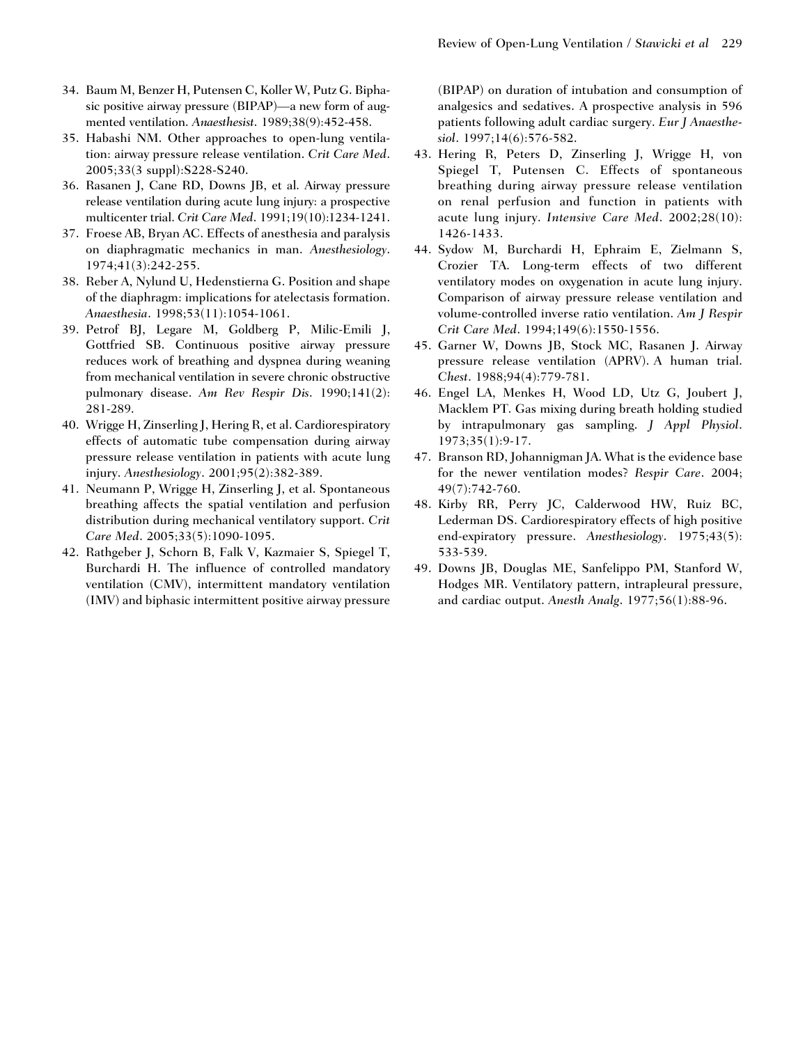34. Baum M, Benzer H, Putensen C, Koller W, Putz G. Biphasic positive airway pressure (BIPAP)—a new form of augmented ventilation. *Anaesthesist*. 1989;38(9):452-458.
35. Habashi NM. Other approaches to open-lung ventilation: airway pressure release ventilation. *Crit Care Med*. 2005;33(3 suppl):S228-S240.
36. Rasanen J, Cane RD, Downs JB, et al. Airway pressure release ventilation during acute lung injury: a prospective multicenter trial. *Crit Care Med*. 1991;19(10):1234-1241.
37. Froese AB, Bryan AC. Effects of anesthesia and paralysis on diaphragmatic mechanics in man. *Anesthesiology*. 1974;41(3):242-255.
38. Reber A, Nylund U, Hedenstierna G. Position and shape of the diaphragm: implications for atelectasis formation. *Anaesthesia*. 1998;53(11):1054-1061.
39. Petrof BJ, Legare M, Goldberg P, Milic-Emili J, Gottfried SB. Continuous positive airway pressure reduces work of breathing and dyspnea during weaning from mechanical ventilation in severe chronic obstructive pulmonary disease. *Am Rev Respir Dis*. 1990;141(2):281-289.
40. Wrigge H, Zinserling J, Hering R, et al. Cardiorespiratory effects of automatic tube compensation during airway pressure release ventilation in patients with acute lung injury. *Anesthesiology*. 2001;95(2):382-389.
41. Neumann P, Wrigge H, Zinserling J, et al. Spontaneous breathing affects the spatial ventilation and perfusion distribution during mechanical ventilatory support. *Crit Care Med*. 2005;33(5):1090-1095.
42. Rathgeber J, Schorn B, Falk V, Kazmaier S, Spiegel T, Burchardi H. The influence of controlled mandatory ventilation (CMV), intermittent mandatory ventilation (IMV) and biphasic intermittent positive airway pressure (BIPAP) on duration of intubation and consumption of analgesics and sedatives. A prospective analysis in 596 patients following adult cardiac surgery. *Eur J Anaesthesiol*. 1997;14(6):576-582.
43. Hering R, Peters D, Zinserling J, Wrigge H, von Spiegel T, Putensen C. Effects of spontaneous breathing during airway pressure release ventilation on renal perfusion and function in patients with acute lung injury. *Intensive Care Med*. 2002;28(10):1426-1433.
44. Sydow M, Burchardi H, Ephraim E, Zielmann S, Crozier TA. Long-term effects of two different ventilatory modes on oxygenation in acute lung injury. Comparison of airway pressure release ventilation and volume-controlled inverse ratio ventilation. *Am J Respir Crit Care Med*. 1994;149(6):1550-1556.
45. Garner W, Downs JB, Stock MC, Rasanen J. Airway pressure release ventilation (APRV). A human trial. *Chest*. 1988;94(4):779-781.
46. Engel LA, Menkes H, Wood LD, Utz G, Joubert J, Macklem PT. Gas mixing during breath holding studied by intrapulmonary gas sampling. *J Appl Physiol*. 1973;35(1):9-17.
47. Branson RD, Johannigman JA. What is the evidence base for the newer ventilation modes? *Respir Care*. 2004;49(7):742-760.
48. Kirby RR, Perry JC, Calderwood HW, Ruiz BC, Lederman DS. Cardiorespiratory effects of high positive end-expiratory pressure. *Anesthesiology*. 1975;43(5):533-539.
49. Downs JB, Douglas ME, Sanfelippo PM, Stanford W, Hodges MR. Ventilatory pattern, intrapleural pressure, and cardiac output. *Anesth Analg*. 1977;56(1):88-96.